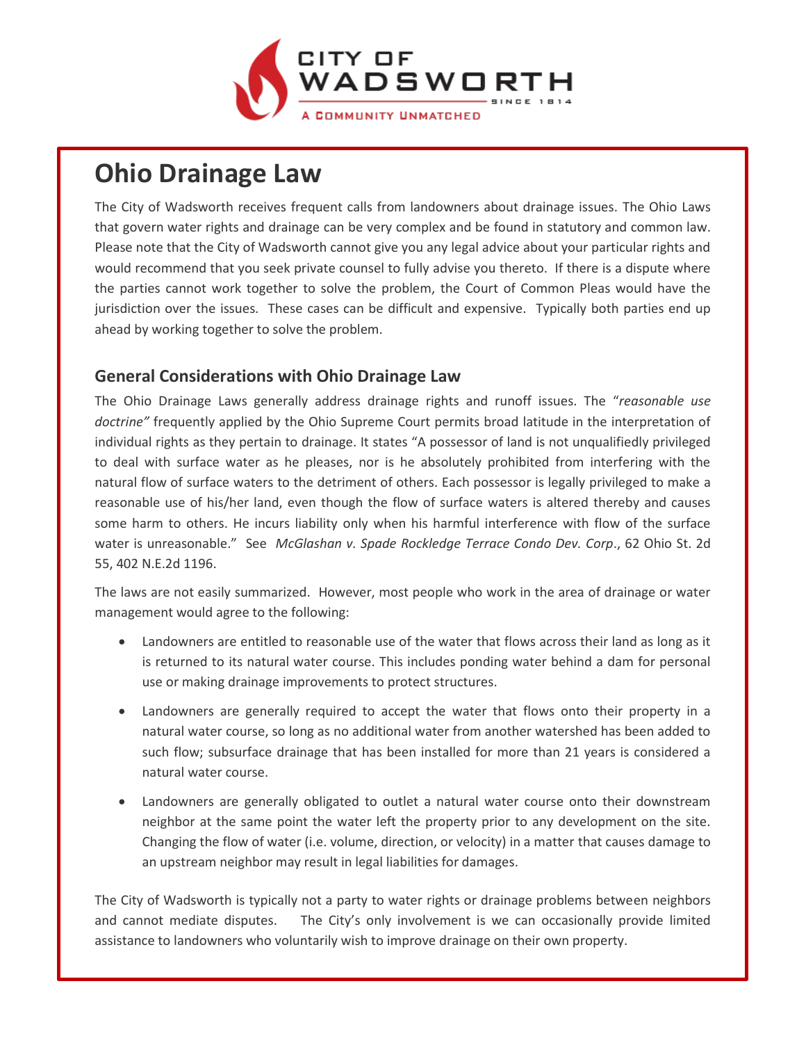CITY OF WADSWORTH

SINCE 1814

A COMMUNITY UNMATCHED

# Ohio Drainage Law

The City of Wadsworth receives frequent calls from landowners about drainage issues. The Ohio Laws that govern water rights and drainage can be very complex and be found in statutory and common law. Please note that the City of Wadsworth cannot give you any legal advice about your particular rights and would recommend that you seek private counsel to fully advise you thereto. If there is a dispute where the parties cannot work together to solve the problem, the Court of Common Pleas would have the jurisdiction over the issues. These cases can be difficult and expensive. Typically both parties end up ahead by working together to solve the problem.

## General Considerations with Ohio Drainage Law

The Ohio Drainage Laws generally address drainage rights and runoff issues. The "*reasonable use doctrine"* frequently applied by the Ohio Supreme Court permits broad latitude in the interpretation of individual rights as they pertain to drainage. It states "A possessor of land is not unqualifiedly privileged to deal with surface water as he pleases, nor is he absolutely prohibited from interfering with the natural flow of surface waters to the detriment of others. Each possessor is legally privileged to make a reasonable use of his/her land, even though the flow of surface waters is altered thereby and causes some harm to others. He incurs liability only when his harmful interference with flow of the surface water is unreasonable." See *McGlashan v. Spade Rockledge Terrace Condo Dev. Corp*., 62 Ohio St. 2d 55, 402 N.E.2d 1196.

The laws are not easily summarized. However, most people who work in the area of drainage or water management would agree to the following:

- Landowners are entitled to reasonable use of the water that flows across their land as long as it is returned to its natural water course. This includes ponding water behind a dam for personal use or making drainage improvements to protect structures.
- Landowners are generally required to accept the water that flows onto their property in a natural water course, so long as no additional water from another watershed has been added to such flow; subsurface drainage that has been installed for more than 21 years is considered a natural water course.
- Landowners are generally obligated to outlet a natural water course onto their downstream neighbor at the same point the water left the property prior to any development on the site. Changing the flow of water (i.e. volume, direction, or velocity) in a matter that causes damage to an upstream neighbor may result in legal liabilities for damages.

The City of Wadsworth is typically not a party to water rights or drainage problems between neighbors and cannot mediate disputes. The City's only involvement is we can occasionally provide limited assistance to landowners who voluntarily wish to improve drainage on their own property.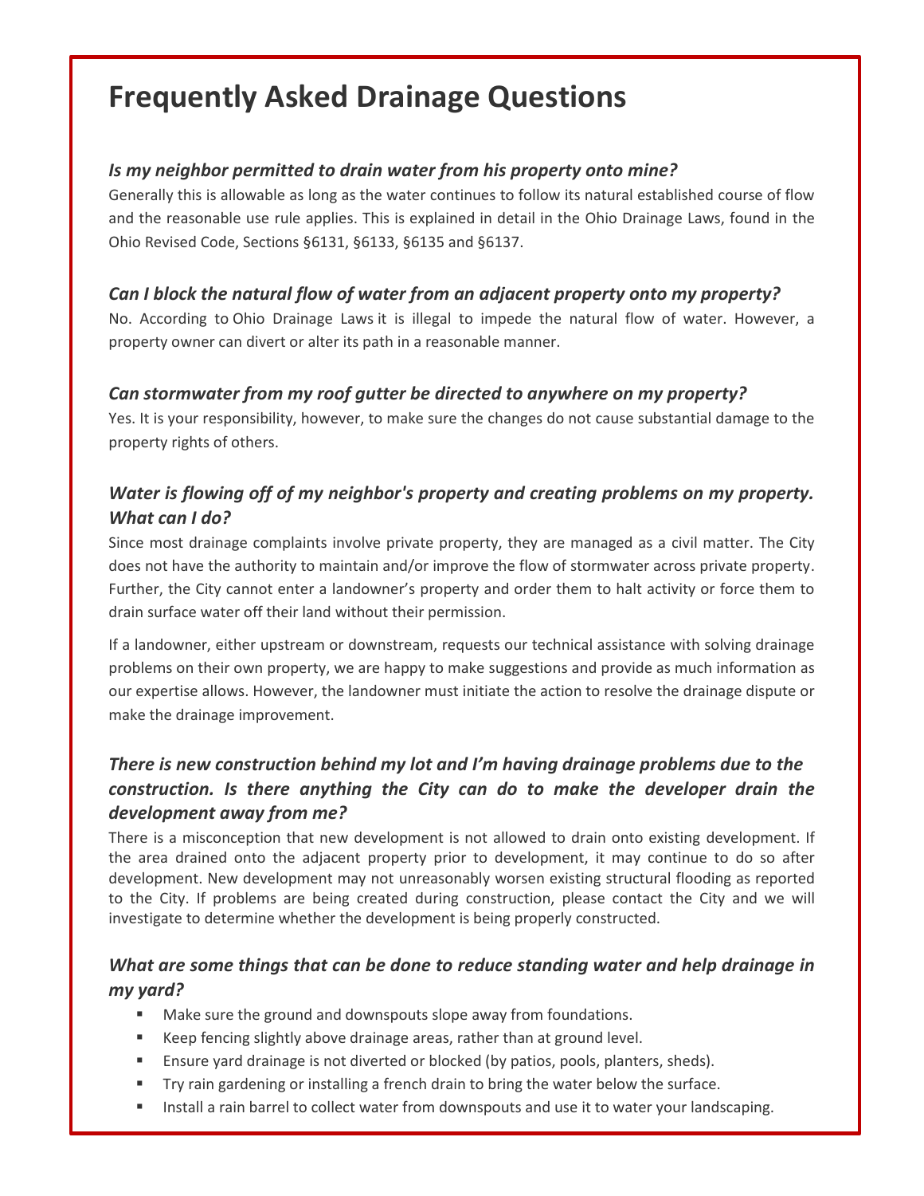# Frequently Asked Drainage Questions

### *Is my neighbor permitted to drain water from his property onto mine?*

Generally this is allowable as long as the water continues to follow its natural established course of flow and the reasonable use rule applies. This is explained in detail in the Ohio Drainage Laws, found in the Ohio Revised Code, Sections §6131, §6133, §6135 and §6137.

### *Can I block the natural flow of water from an adjacent property onto my property?*

No. According to Ohio Drainage Laws it is illegal to impede the natural flow of water. However, a property owner can divert or alter its path in a reasonable manner.

### *Can stormwater from my roof gutter be directed to anywhere on my property?*

Yes. It is your responsibility, however, to make sure the changes do not cause substantial damage to the property rights of others.

### *Water is flowing off of my neighbor's property and creating problems on my property. What can I do?*

Since most drainage complaints involve private property, they are managed as a civil matter. The City does not have the authority to maintain and/or improve the flow of stormwater across private property. Further, the City cannot enter a landowner's property and order them to halt activity or force them to drain surface water off their land without their permission.

If a landowner, either upstream or downstream, requests our technical assistance with solving drainage problems on their own property, we are happy to make suggestions and provide as much information as our expertise allows. However, the landowner must initiate the action to resolve the drainage dispute or make the drainage improvement.

### *There is new construction behind my lot and I'm having drainage problems due to the construction. Is there anything the City can do to make the developer drain the development away from me?*

There is a misconception that new development is not allowed to drain onto existing development. If the area drained onto the adjacent property prior to development, it may continue to do so after development. New development may not unreasonably worsen existing structural flooding as reported to the City. If problems are being created during construction, please contact the City and we will investigate to determine whether the development is being properly constructed.

### *What are some things that can be done to reduce standing water and help drainage in my yard?*

- Make sure the ground and downspouts slope away from foundations.
- Keep fencing slightly above drainage areas, rather than at ground level.
- Ensure yard drainage is not diverted or blocked (by patios, pools, planters, sheds).
- Try rain gardening or installing a french drain to bring the water below the surface.
- Install a rain barrel to collect water from downspouts and use it to water your landscaping.